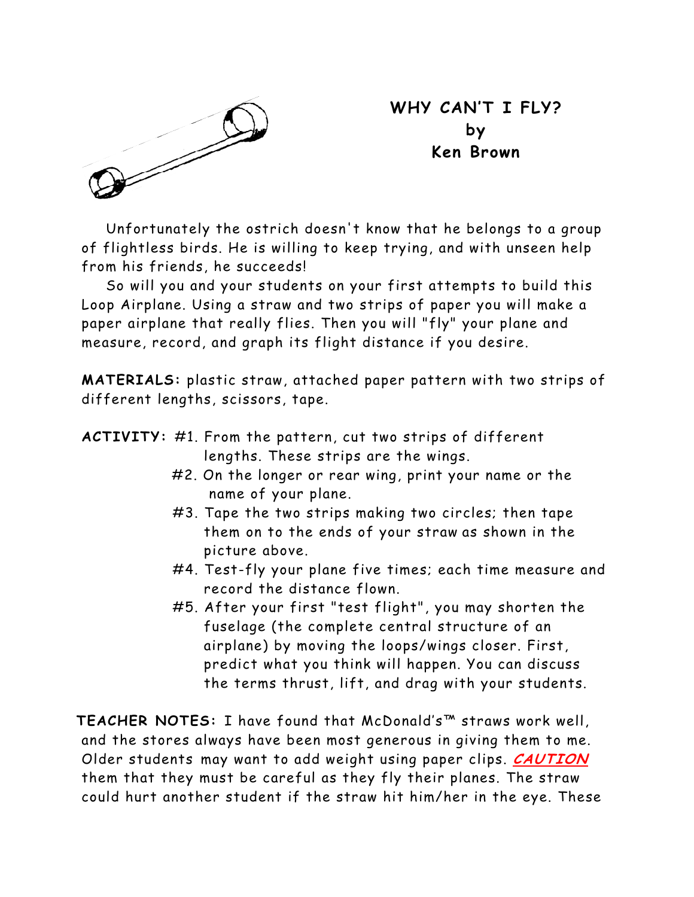# WHY CAN'T I FLY?
## by
## Ken Brown

Unfortunately the ostrich doesn't know that he belongs to a group of flightless birds. He is willing to keep trying, and with unseen help from his friends, he succeeds!

So will you and your students on your first attempts to build this Loop Airplane. Using a straw and two strips of paper you will make a paper airplane that really flies. Then you will "fly" your plane and measure, record, and graph its flight distance if you desire.

**MATERIALS:** plastic straw, attached paper pattern with two strips of different lengths, scissors, tape.

**ACTIVITY:** #1. From the pattern, cut two strips of different lengths. These strips are the wings.

#2. On the longer or rear wing, print your name or the name of your plane.

#3. Tape the two strips making two circles; then tape them on to the ends of your straw as shown in the picture above.

#4. Test-fly your plane five times; each time measure and record the distance flown.

#5. After your first "test flight", you may shorten the fuselage (the complete central structure of an airplane) by moving the loops/wings closer. First, predict what you think will happen. You can discuss the terms thrust, lift, and drag with your students.

**TEACHER NOTES:** I have found that McDonald's™ straws work well, and the stores always have been most generous in giving them to me. Older students may want to add weight using paper clips. ***CAUTION*** them that they must be careful as they fly their planes. The straw could hurt another student if the straw hit him/her in the eye. These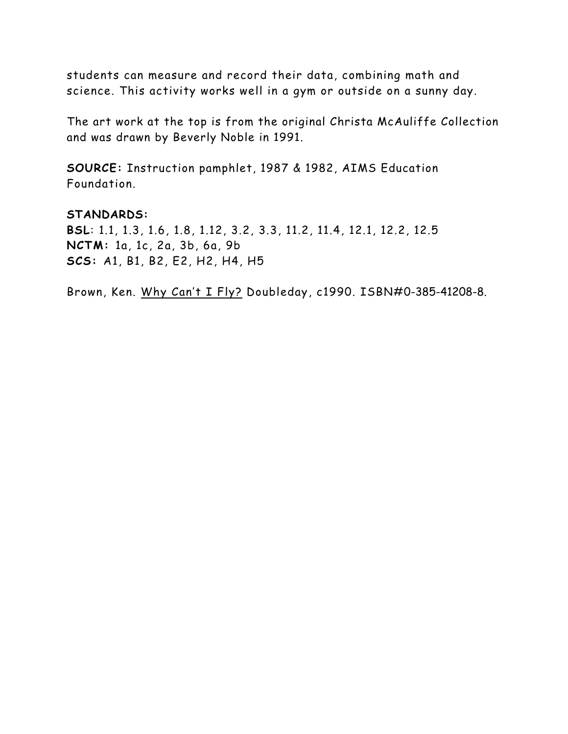students can measure and record their data, combining math and science. This activity works well in a gym or outside on a sunny day.

The art work at the top is from the original Christa McAuliffe Collection and was drawn by Beverly Noble in 1991.

**SOURCE:** Instruction pamphlet, 1987 & 1982, AIMS Education Foundation.

**STANDARDS:**
**BSL**: 1.1, 1.3, 1.6, 1.8, 1.12, 3.2, 3.3, 11.2, 11.4, 12.1, 12.2, 12.5
**NCTM:** 1a, 1c, 2a, 3b, 6a, 9b
**SCS:** A1, B1, B2, E2, H2, H4, H5

Brown, Ken. Why Can't I Fly? Doubleday, c1990. ISBN#0-385-41208-8.